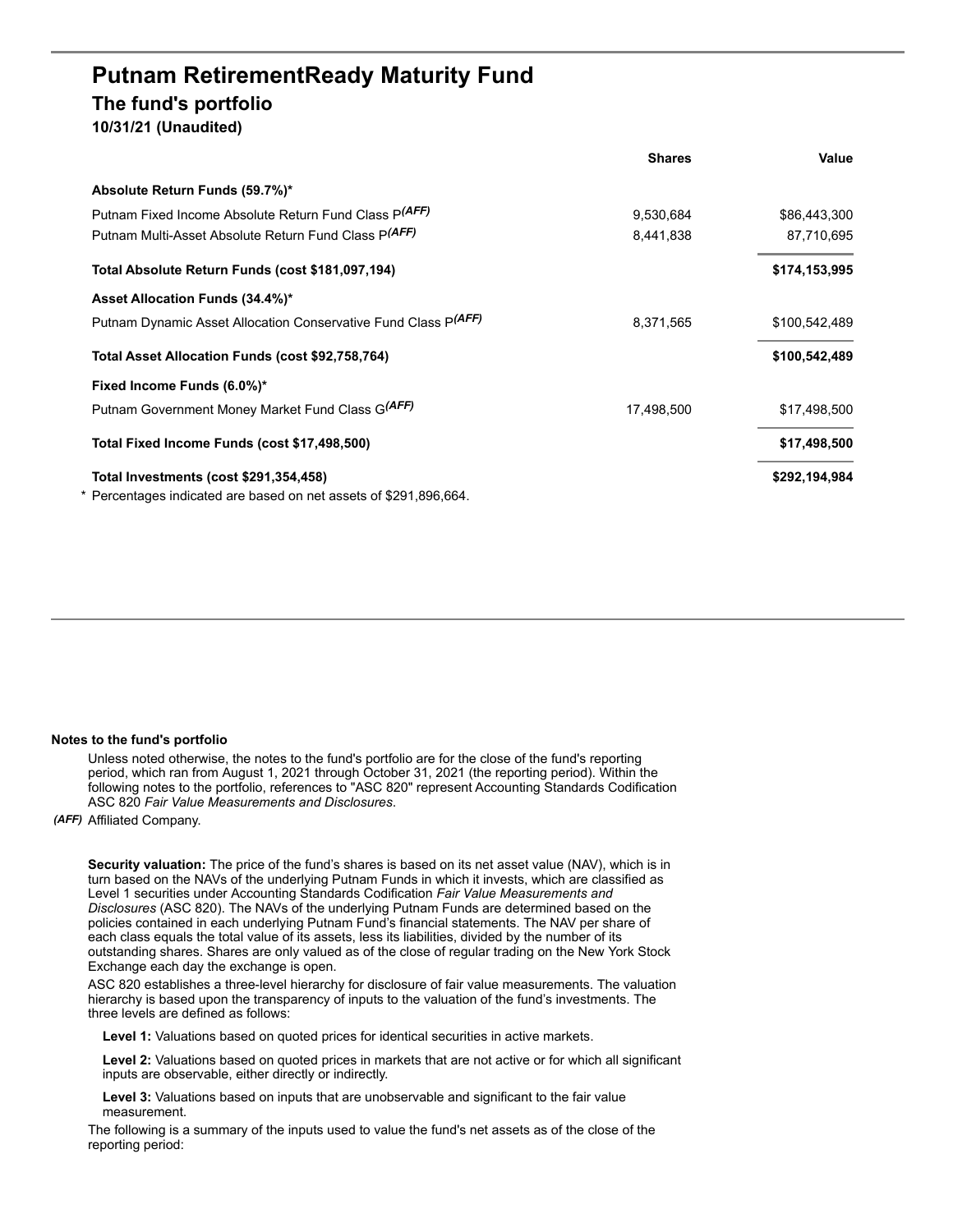# Putnam RetirementReady Maturity Fund

## The fund's portfolio

**10/31/21 (Unaudited)**

| | Shares | Value |
|---|---|---|
| **Absolute Return Funds (59.7%)*** | | |
| Putnam Fixed Income Absolute Return Fund Class P *(AFF)* | 9,530,684 | $86,443,300 |
| Putnam Multi-Asset Absolute Return Fund Class P *(AFF)* | 8,441,838 | 87,710,695 |
| **Total Absolute Return Funds (cost $181,097,194)** | | **$174,153,995** |
| **Asset Allocation Funds (34.4%)*** | | |
| Putnam Dynamic Asset Allocation Conservative Fund Class P *(AFF)* | 8,371,565 | $100,542,489 |
| **Total Asset Allocation Funds (cost $92,758,764)** | | **$100,542,489** |
| **Fixed Income Funds (6.0%)*** | | |
| Putnam Government Money Market Fund Class G *(AFF)* | 17,498,500 | $17,498,500 |
| **Total Fixed Income Funds (cost $17,498,500)** | | **$17,498,500** |
| **Total Investments (cost $291,354,458)** | | **$292,194,984** |

\* Percentages indicated are based on net assets of $291,896,664.

**Notes to the fund's portfolio**

Unless noted otherwise, the notes to the fund's portfolio are for the close of the fund's reporting period, which ran from August 1, 2021 through October 31, 2021 (the reporting period). Within the following notes to the portfolio, references to "ASC 820" represent Accounting Standards Codification ASC 820 *Fair Value Measurements and Disclosures*.

*(AFF)* Affiliated Company.

**Security valuation:** The price of the fund's shares is based on its net asset value (NAV), which is in turn based on the NAVs of the underlying Putnam Funds in which it invests, which are classified as Level 1 securities under Accounting Standards Codification *Fair Value Measurements and Disclosures* (ASC 820). The NAVs of the underlying Putnam Funds are determined based on the policies contained in each underlying Putnam Fund's financial statements. The NAV per share of each class equals the total value of its assets, less its liabilities, divided by the number of its outstanding shares. Shares are only valued as of the close of regular trading on the New York Stock Exchange each day the exchange is open.

ASC 820 establishes a three-level hierarchy for disclosure of fair value measurements. The valuation hierarchy is based upon the transparency of inputs to the valuation of the fund's investments. The three levels are defined as follows:

**Level 1:** Valuations based on quoted prices for identical securities in active markets.

**Level 2:** Valuations based on quoted prices in markets that are not active or for which all significant inputs are observable, either directly or indirectly.

**Level 3:** Valuations based on inputs that are unobservable and significant to the fair value measurement.

The following is a summary of the inputs used to value the fund's net assets as of the close of the reporting period: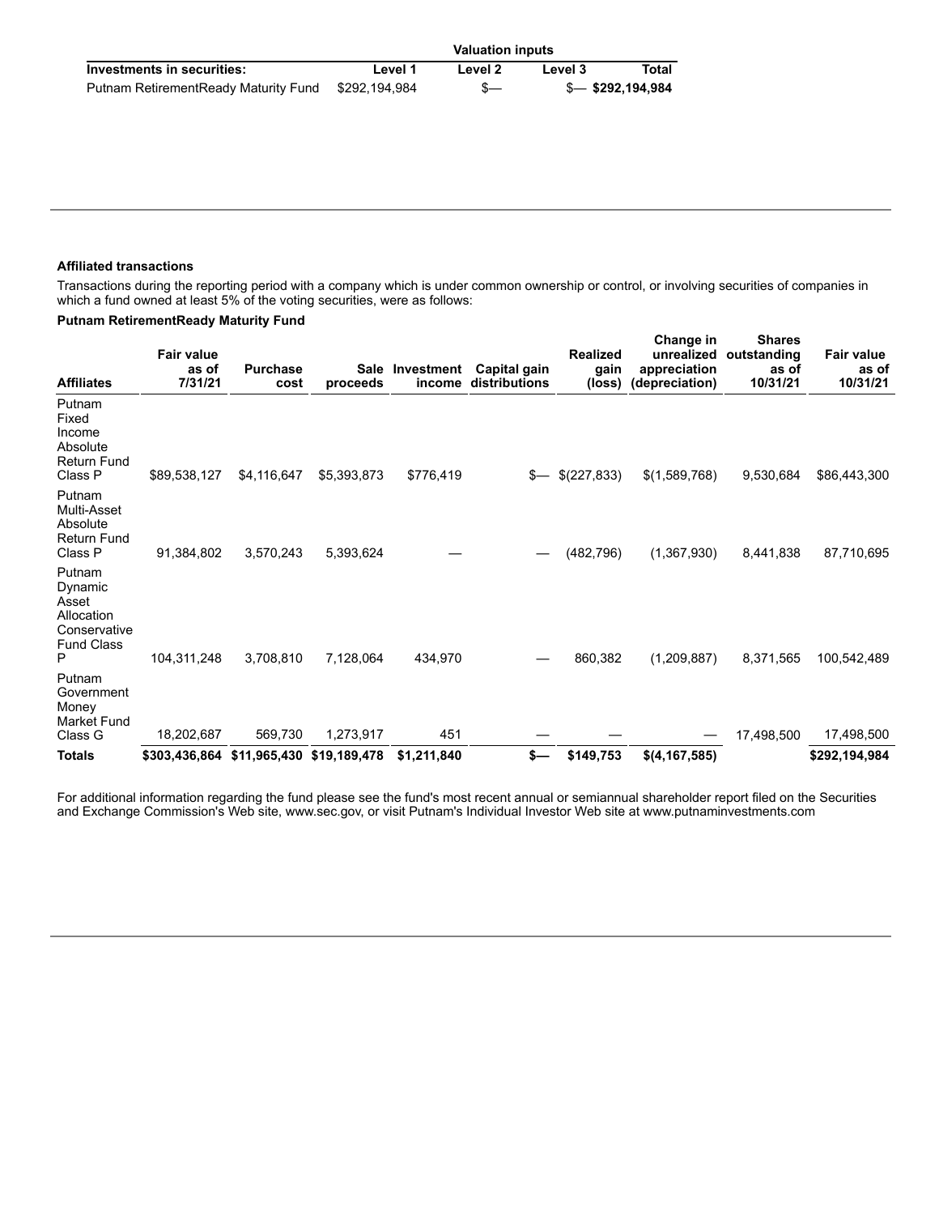| | Valuation inputs | | | |
|---|---|---|---|---|
| **Investments in securities:** | **Level 1** | **Level 2** | **Level 3** | **Total** |
| Putnam RetirementReady Maturity Fund | $292,194,984 | $— | $— | $292,194,984 |

**Affiliated transactions**

Transactions during the reporting period with a company which is under common ownership or control, or involving securities of companies in which a fund owned at least 5% of the voting securities, were as follows:

**Putnam RetirementReady Maturity Fund**

| Affiliates | Fair value as of 7/31/21 | Purchase cost | Sale proceeds | Investment income | Capital gain distributions | Realized gain (loss) | Change in unrealized appreciation (depreciation) | Shares outstanding as of 10/31/21 | Fair value as of 10/31/21 |
|---|---|---|---|---|---|---|---|---|---|
| Putnam Fixed Income Absolute Return Fund Class P | $89,538,127 | $4,116,647 | $5,393,873 | $776,419 | $— | $(227,833) | $(1,589,768) | 9,530,684 | $86,443,300 |
| Putnam Multi-Asset Absolute Return Fund Class P | 91,384,802 | 3,570,243 | 5,393,624 | — | — | (482,796) | (1,367,930) | 8,441,838 | 87,710,695 |
| Putnam Dynamic Asset Allocation Conservative Fund Class P | 104,311,248 | 3,708,810 | 7,128,064 | 434,970 | — | 860,382 | (1,209,887) | 8,371,565 | 100,542,489 |
| Putnam Government Money Market Fund Class G | 18,202,687 | 569,730 | 1,273,917 | 451 | — | — | — | 17,498,500 | 17,498,500 |
| **Totals** | **$303,436,864** | **$11,965,430** | **$19,189,478** | **$1,211,840** | **$—** | **$149,753** | **$(4,167,585)** | | **$292,194,984** |

For additional information regarding the fund please see the fund's most recent annual or semiannual shareholder report filed on the Securities and Exchange Commission's Web site, www.sec.gov, or visit Putnam's Individual Investor Web site at www.putnaminvestments.com